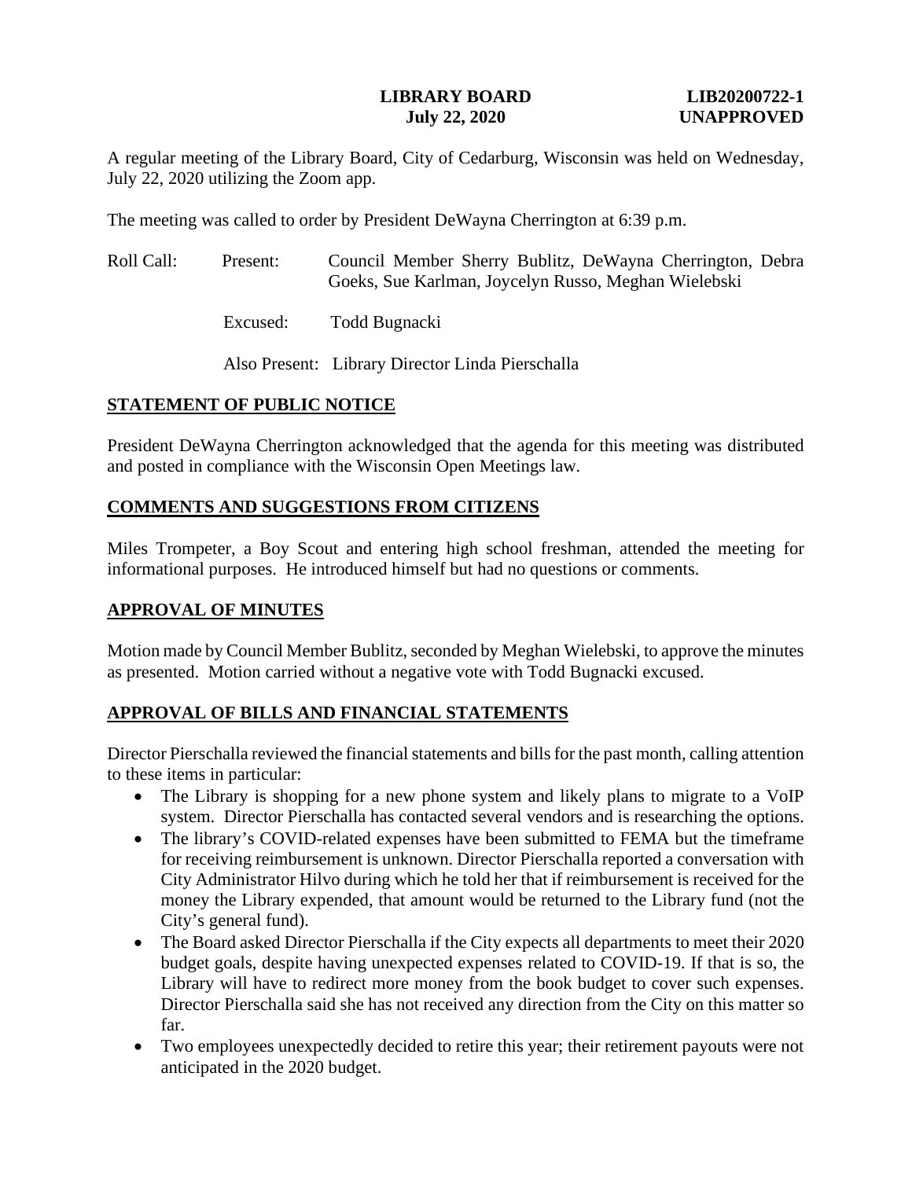**LIBRARY BOARD** **LIB20200722-1**
**July 22, 2020** **UNAPPROVED**

A regular meeting of the Library Board, City of Cedarburg, Wisconsin was held on Wednesday, July 22, 2020 utilizing the Zoom app.

The meeting was called to order by President DeWayna Cherrington at 6:39 p.m.

Roll Call: Present: Council Member Sherry Bublitz, DeWayna Cherrington, Debra Goeks, Sue Karlman, Joycelyn Russo, Meghan Wielebski

Excused: Todd Bugnacki

Also Present: Library Director Linda Pierschalla

## STATEMENT OF PUBLIC NOTICE

President DeWayna Cherrington acknowledged that the agenda for this meeting was distributed and posted in compliance with the Wisconsin Open Meetings law.

## COMMENTS AND SUGGESTIONS FROM CITIZENS

Miles Trompeter, a Boy Scout and entering high school freshman, attended the meeting for informational purposes. He introduced himself but had no questions or comments.

## APPROVAL OF MINUTES

Motion made by Council Member Bublitz, seconded by Meghan Wielebski, to approve the minutes as presented. Motion carried without a negative vote with Todd Bugnacki excused.

## APPROVAL OF BILLS AND FINANCIAL STATEMENTS

Director Pierschalla reviewed the financial statements and bills for the past month, calling attention to these items in particular:

- The Library is shopping for a new phone system and likely plans to migrate to a VoIP system. Director Pierschalla has contacted several vendors and is researching the options.
- The library's COVID-related expenses have been submitted to FEMA but the timeframe for receiving reimbursement is unknown. Director Pierschalla reported a conversation with City Administrator Hilvo during which he told her that if reimbursement is received for the money the Library expended, that amount would be returned to the Library fund (not the City's general fund).
- The Board asked Director Pierschalla if the City expects all departments to meet their 2020 budget goals, despite having unexpected expenses related to COVID-19. If that is so, the Library will have to redirect more money from the book budget to cover such expenses. Director Pierschalla said she has not received any direction from the City on this matter so far.
- Two employees unexpectedly decided to retire this year; their retirement payouts were not anticipated in the 2020 budget.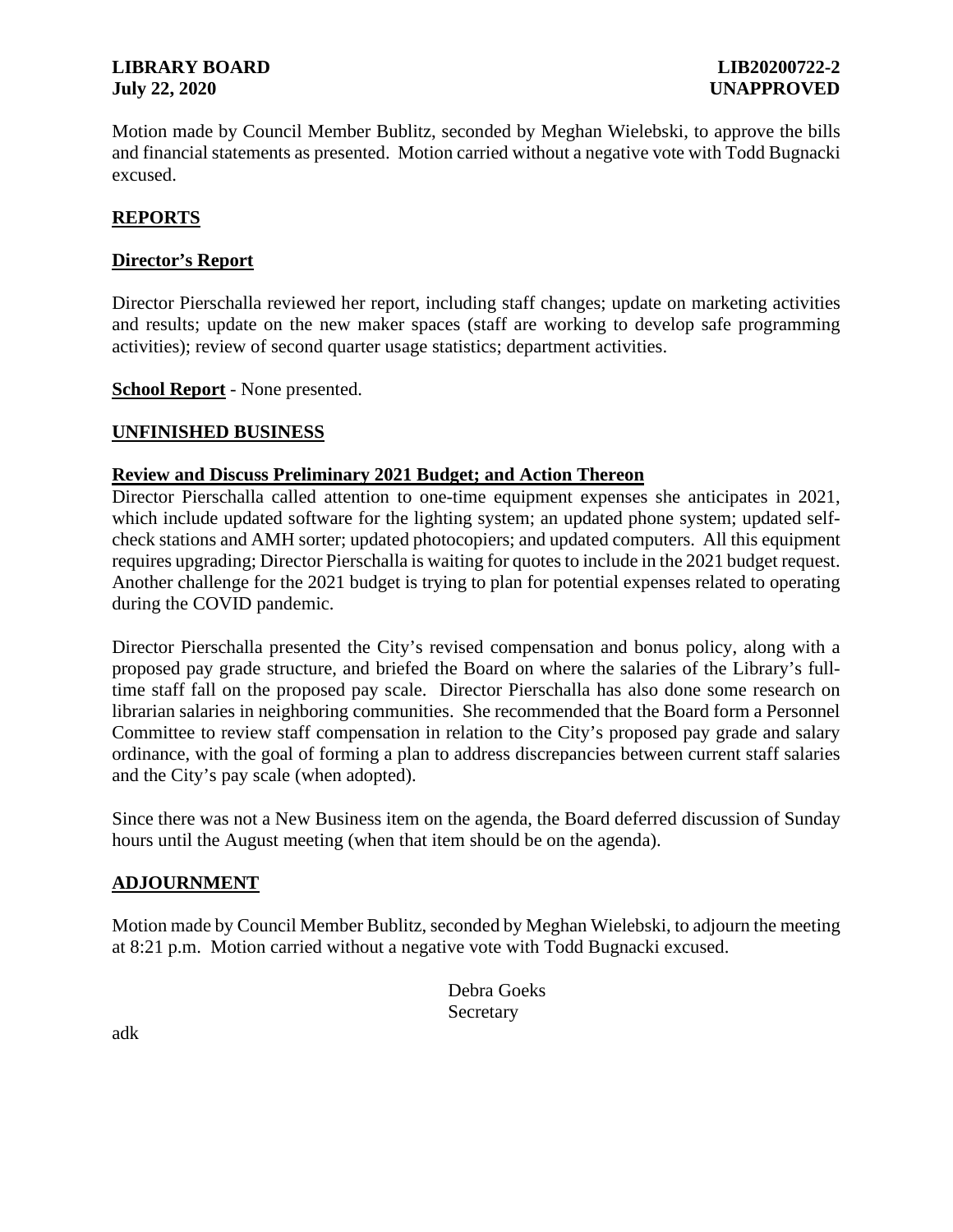Motion made by Council Member Bublitz, seconded by Meghan Wielebski, to approve the bills and financial statements as presented. Motion carried without a negative vote with Todd Bugnacki excused.

## REPORTS

### Director's Report

Director Pierschalla reviewed her report, including staff changes; update on marketing activities and results; update on the new maker spaces (staff are working to develop safe programming activities); review of second quarter usage statistics; department activities.

**School Report** - None presented.

## UNFINISHED BUSINESS

### Review and Discuss Preliminary 2021 Budget; and Action Thereon

Director Pierschalla called attention to one-time equipment expenses she anticipates in 2021, which include updated software for the lighting system; an updated phone system; updated self-check stations and AMH sorter; updated photocopiers; and updated computers. All this equipment requires upgrading; Director Pierschalla is waiting for quotes to include in the 2021 budget request. Another challenge for the 2021 budget is trying to plan for potential expenses related to operating during the COVID pandemic.

Director Pierschalla presented the City's revised compensation and bonus policy, along with a proposed pay grade structure, and briefed the Board on where the salaries of the Library's full-time staff fall on the proposed pay scale. Director Pierschalla has also done some research on librarian salaries in neighboring communities. She recommended that the Board form a Personnel Committee to review staff compensation in relation to the City's proposed pay grade and salary ordinance, with the goal of forming a plan to address discrepancies between current staff salaries and the City's pay scale (when adopted).

Since there was not a New Business item on the agenda, the Board deferred discussion of Sunday hours until the August meeting (when that item should be on the agenda).

## ADJOURNMENT

Motion made by Council Member Bublitz, seconded by Meghan Wielebski, to adjourn the meeting at 8:21 p.m. Motion carried without a negative vote with Todd Bugnacki excused.

Debra Goeks
Secretary

adk